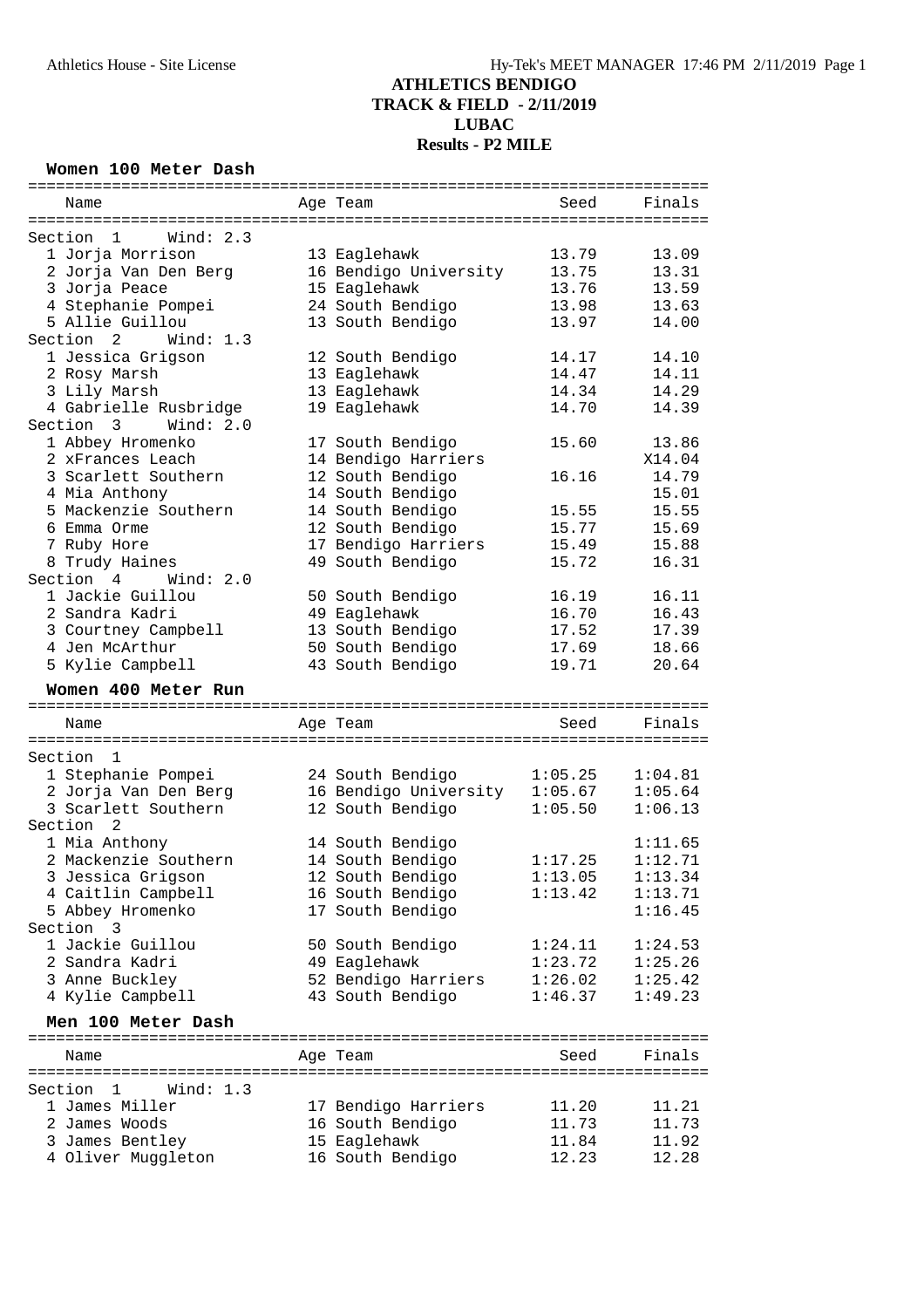# ATHLETICS BENDIGO
## TRACK & FIELD - 2/11/2019
## LUBAC
## Results - P2 MILE

### Women 100 Meter Dash

| Name | Age | Team | Seed | Finals |
|---|---|---|---|---|
| **Section 1 Wind: 2.3** | | | | |
| 1 Jorja Morrison | 13 | Eaglehawk | 13.79 | 13.09 |
| 2 Jorja Van Den Berg | 16 | Bendigo University | 13.75 | 13.31 |
| 3 Jorja Peace | 15 | Eaglehawk | 13.76 | 13.59 |
| 4 Stephanie Pompei | 24 | South Bendigo | 13.98 | 13.63 |
| 5 Allie Guillou | 13 | South Bendigo | 13.97 | 14.00 |
| **Section 2 Wind: 1.3** | | | | |
| 1 Jessica Grigson | 12 | South Bendigo | 14.17 | 14.10 |
| 2 Rosy Marsh | 13 | Eaglehawk | 14.47 | 14.11 |
| 3 Lily Marsh | 13 | Eaglehawk | 14.34 | 14.29 |
| 4 Gabrielle Rusbridge | 19 | Eaglehawk | 14.70 | 14.39 |
| **Section 3 Wind: 2.0** | | | | |
| 1 Abbey Hromenko | 17 | South Bendigo | 15.60 | 13.86 |
| 2 xFrances Leach | 14 | Bendigo Harriers | | X14.04 |
| 3 Scarlett Southern | 12 | South Bendigo | 16.16 | 14.79 |
| 4 Mia Anthony | 14 | South Bendigo | | 15.01 |
| 5 Mackenzie Southern | 14 | South Bendigo | 15.55 | 15.55 |
| 6 Emma Orme | 12 | South Bendigo | 15.77 | 15.69 |
| 7 Ruby Hore | 17 | Bendigo Harriers | 15.49 | 15.88 |
| 8 Trudy Haines | 49 | South Bendigo | 15.72 | 16.31 |
| **Section 4 Wind: 2.0** | | | | |
| 1 Jackie Guillou | 50 | South Bendigo | 16.19 | 16.11 |
| 2 Sandra Kadri | 49 | Eaglehawk | 16.70 | 16.43 |
| 3 Courtney Campbell | 13 | South Bendigo | 17.52 | 17.39 |
| 4 Jen McArthur | 50 | South Bendigo | 17.69 | 18.66 |
| 5 Kylie Campbell | 43 | South Bendigo | 19.71 | 20.64 |

### Women 400 Meter Run

| Name | Age | Team | Seed | Finals |
|---|---|---|---|---|
| **Section 1** | | | | |
| 1 Stephanie Pompei | 24 | South Bendigo | 1:05.25 | 1:04.81 |
| 2 Jorja Van Den Berg | 16 | Bendigo University | 1:05.67 | 1:05.64 |
| 3 Scarlett Southern | 12 | South Bendigo | 1:05.50 | 1:06.13 |
| **Section 2** | | | | |
| 1 Mia Anthony | 14 | South Bendigo | | 1:11.65 |
| 2 Mackenzie Southern | 14 | South Bendigo | 1:17.25 | 1:12.71 |
| 3 Jessica Grigson | 12 | South Bendigo | 1:13.05 | 1:13.34 |
| 4 Caitlin Campbell | 16 | South Bendigo | 1:13.42 | 1:13.71 |
| 5 Abbey Hromenko | 17 | South Bendigo | | 1:16.45 |
| **Section 3** | | | | |
| 1 Jackie Guillou | 50 | South Bendigo | 1:24.11 | 1:24.53 |
| 2 Sandra Kadri | 49 | Eaglehawk | 1:23.72 | 1:25.26 |
| 3 Anne Buckley | 52 | Bendigo Harriers | 1:26.02 | 1:25.42 |
| 4 Kylie Campbell | 43 | South Bendigo | 1:46.37 | 1:49.23 |

### Men 100 Meter Dash

| Name | Age | Team | Seed | Finals |
|---|---|---|---|---|
| **Section 1 Wind: 1.3** | | | | |
| 1 James Miller | 17 | Bendigo Harriers | 11.20 | 11.21 |
| 2 James Woods | 16 | South Bendigo | 11.73 | 11.73 |
| 3 James Bentley | 15 | Eaglehawk | 11.84 | 11.92 |
| 4 Oliver Muggleton | 16 | South Bendigo | 12.23 | 12.28 |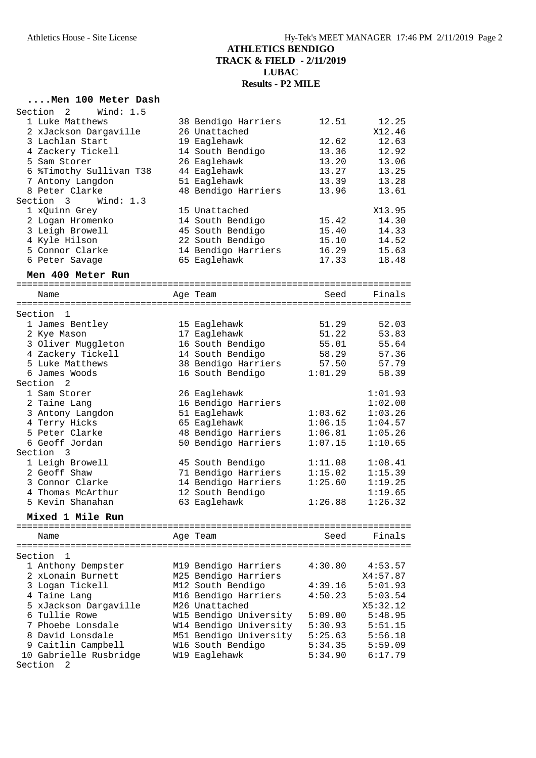# ATHLETICS BENDIGO
## TRACK & FIELD - 2/11/2019
## LUBAC
## Results - P2 MILE

### ....Men 100 Meter Dash

**Section 2 Wind: 1.5**

| Place | Name | Age | Team | Seed | Finals |
|---|---|---|---|---|---|
| 1 | Luke Matthews | 38 | Bendigo Harriers | 12.51 | 12.25 |
| 2 | xJackson Dargaville | 26 | Unattached | | X12.46 |
| 3 | Lachlan Start | 19 | Eaglehawk | 12.62 | 12.63 |
| 4 | Zackery Tickell | 14 | South Bendigo | 13.36 | 12.92 |
| 5 | Sam Storer | 26 | Eaglehawk | 13.20 | 13.06 |
| 6 | %Timothy Sullivan T38 | 44 | Eaglehawk | 13.27 | 13.25 |
| 7 | Antony Langdon | 51 | Eaglehawk | 13.39 | 13.28 |
| 8 | Peter Clarke | 48 | Bendigo Harriers | 13.96 | 13.61 |

**Section 3 Wind: 1.3**

| Place | Name | Age | Team | Seed | Finals |
|---|---|---|---|---|---|
| 1 | xQuinn Grey | 15 | Unattached | | X13.95 |
| 2 | Logan Hromenko | 14 | South Bendigo | 15.42 | 14.30 |
| 3 | Leigh Browell | 45 | South Bendigo | 15.40 | 14.33 |
| 4 | Kyle Hilson | 22 | South Bendigo | 15.10 | 14.52 |
| 5 | Connor Clarke | 14 | Bendigo Harriers | 16.29 | 15.63 |
| 6 | Peter Savage | 65 | Eaglehawk | 17.33 | 18.48 |

### Men 400 Meter Run

**Section 1**

| Place | Name | Age | Team | Seed | Finals |
|---|---|---|---|---|---|
| 1 | James Bentley | 15 | Eaglehawk | 51.29 | 52.03 |
| 2 | Kye Mason | 17 | Eaglehawk | 51.22 | 53.83 |
| 3 | Oliver Muggleton | 16 | South Bendigo | 55.01 | 55.64 |
| 4 | Zackery Tickell | 14 | South Bendigo | 58.29 | 57.36 |
| 5 | Luke Matthews | 38 | Bendigo Harriers | 57.50 | 57.79 |
| 6 | James Woods | 16 | South Bendigo | 1:01.29 | 58.39 |

**Section 2**

| Place | Name | Age | Team | Seed | Finals |
|---|---|---|---|---|---|
| 1 | Sam Storer | 26 | Eaglehawk | | 1:01.93 |
| 2 | Taine Lang | 16 | Bendigo Harriers | | 1:02.00 |
| 3 | Antony Langdon | 51 | Eaglehawk | 1:03.62 | 1:03.26 |
| 4 | Terry Hicks | 65 | Eaglehawk | 1:06.15 | 1:04.57 |
| 5 | Peter Clarke | 48 | Bendigo Harriers | 1:06.81 | 1:05.26 |
| 6 | Geoff Jordan | 50 | Bendigo Harriers | 1:07.15 | 1:10.65 |

**Section 3**

| Place | Name | Age | Team | Seed | Finals |
|---|---|---|---|---|---|
| 1 | Leigh Browell | 45 | South Bendigo | 1:11.08 | 1:08.41 |
| 2 | Geoff Shaw | 71 | Bendigo Harriers | 1:15.02 | 1:15.39 |
| 3 | Connor Clarke | 14 | Bendigo Harriers | 1:25.60 | 1:19.25 |
| 4 | Thomas McArthur | 12 | South Bendigo | | 1:19.65 |
| 5 | Kevin Shanahan | 63 | Eaglehawk | 1:26.88 | 1:26.32 |

### Mixed 1 Mile Run

**Section 1**

| Place | Name | Age | Team | Seed | Finals |
|---|---|---|---|---|---|
| 1 | Anthony Dempster | M19 | Bendigo Harriers | 4:30.80 | 4:53.57 |
| 2 | xLonain Burnett | M25 | Bendigo Harriers | | X4:57.87 |
| 3 | Logan Tickell | M12 | South Bendigo | 4:39.16 | 5:01.93 |
| 4 | Taine Lang | M16 | Bendigo Harriers | 4:50.23 | 5:03.54 |
| 5 | xJackson Dargaville | M26 | Unattached | | X5:32.12 |
| 6 | Tullie Rowe | W15 | Bendigo University | 5:09.00 | 5:48.95 |
| 7 | Phoebe Lonsdale | W14 | Bendigo University | 5:30.93 | 5:51.15 |
| 8 | David Lonsdale | M51 | Bendigo University | 5:25.63 | 5:56.18 |
| 9 | Caitlin Campbell | W16 | South Bendigo | 5:34.35 | 5:59.09 |
| 10 | Gabrielle Rusbridge | W19 | Eaglehawk | 5:34.90 | 6:17.79 |

**Section 2**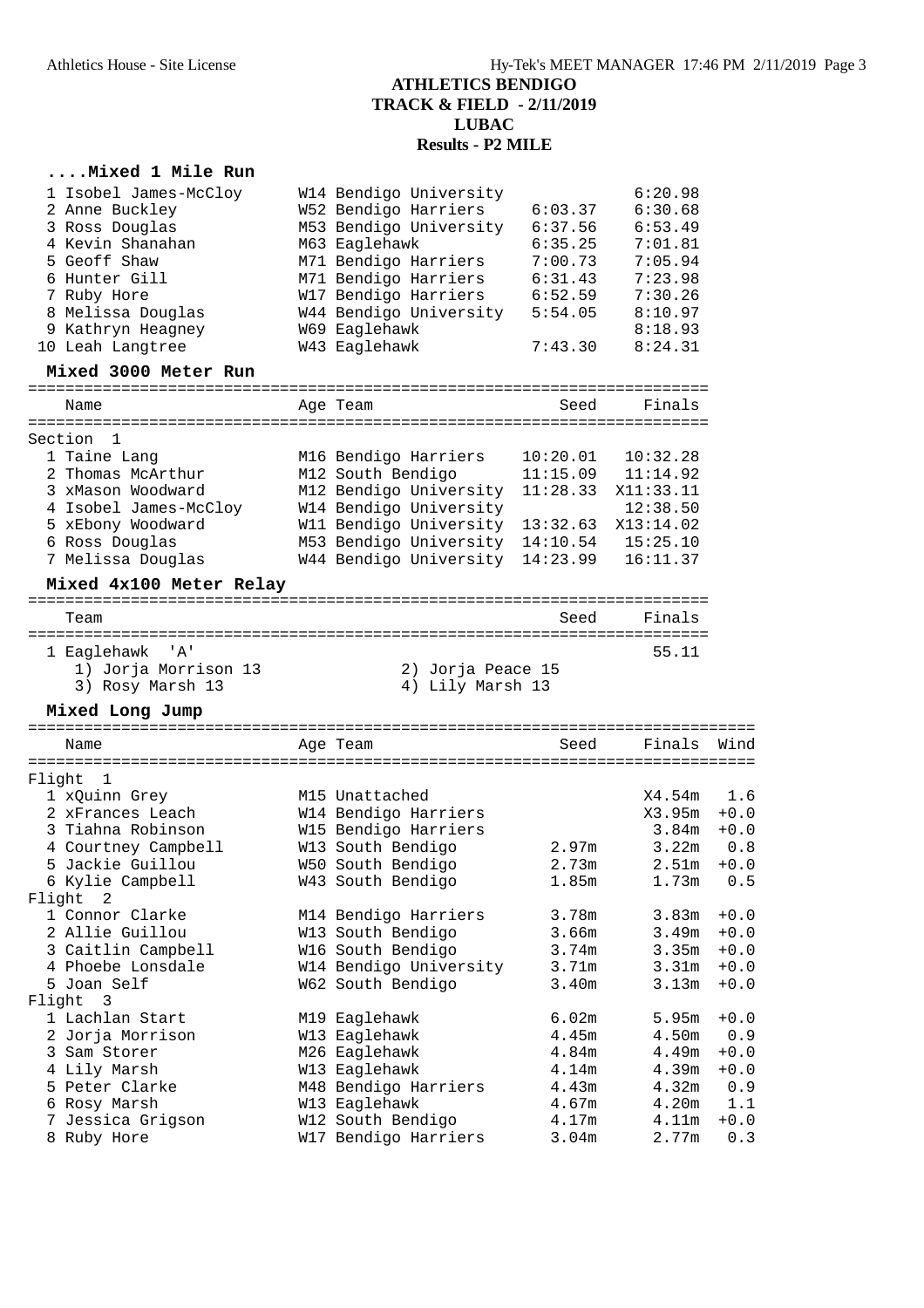# ATHLETICS BENDIGO
## TRACK & FIELD - 2/11/2019
## LUBAC
## Results - P2 MILE

### ....Mixed 1 Mile Run

| | Name | Age | Team | Seed | Finals |
|---|---|---|---|---|---|
| 1 | Isobel James-McCloy | W14 | Bendigo University | | 6:20.98 |
| 2 | Anne Buckley | W52 | Bendigo Harriers | 6:03.37 | 6:30.68 |
| 3 | Ross Douglas | M53 | Bendigo University | 6:37.56 | 6:53.49 |
| 4 | Kevin Shanahan | M63 | Eaglehawk | 6:35.25 | 7:01.81 |
| 5 | Geoff Shaw | M71 | Bendigo Harriers | 7:00.73 | 7:05.94 |
| 6 | Hunter Gill | M71 | Bendigo Harriers | 6:31.43 | 7:23.98 |
| 7 | Ruby Hore | W17 | Bendigo Harriers | 6:52.59 | 7:30.26 |
| 8 | Melissa Douglas | W44 | Bendigo University | 5:54.05 | 8:10.97 |
| 9 | Kathryn Heagney | W69 | Eaglehawk | | 8:18.93 |
| 10 | Leah Langtree | W43 | Eaglehawk | 7:43.30 | 8:24.31 |

### Mixed 3000 Meter Run

| | Name | Age | Team | Seed | Finals |
|---|---|---|---|---|---|
| **Section 1** | | | | | |
| 1 | Taine Lang | M16 | Bendigo Harriers | 10:20.01 | 10:32.28 |
| 2 | Thomas McArthur | M12 | South Bendigo | 11:15.09 | 11:14.92 |
| 3 | xMason Woodward | M12 | Bendigo University | 11:28.33 | X11:33.11 |
| 4 | Isobel James-McCloy | W14 | Bendigo University | | 12:38.50 |
| 5 | xEbony Woodward | W11 | Bendigo University | 13:32.63 | X13:14.02 |
| 6 | Ross Douglas | M53 | Bendigo University | 14:10.54 | 15:25.10 |
| 7 | Melissa Douglas | W44 | Bendigo University | 14:23.99 | 16:11.37 |

### Mixed 4x100 Meter Relay

| | Team | Seed | Finals |
|---|---|---|---|
| 1 | Eaglehawk 'A' | | 55.11 |

1) Jorja Morrison 13 2) Jorja Peace 15
3) Rosy Marsh 13 4) Lily Marsh 13

### Mixed Long Jump

| | Name | Age | Team | Seed | Finals | Wind |
|---|---|---|---|---|---|---|
| **Flight 1** | | | | | | |
| 1 | xQuinn Grey | M15 | Unattached | | X4.54m | 1.6 |
| 2 | xFrances Leach | W14 | Bendigo Harriers | | X3.95m | +0.0 |
| 3 | Tiahna Robinson | W15 | Bendigo Harriers | | 3.84m | +0.0 |
| 4 | Courtney Campbell | W13 | South Bendigo | 2.97m | 3.22m | 0.8 |
| 5 | Jackie Guillou | W50 | South Bendigo | 2.73m | 2.51m | +0.0 |
| 6 | Kylie Campbell | W43 | South Bendigo | 1.85m | 1.73m | 0.5 |
| **Flight 2** | | | | | | |
| 1 | Connor Clarke | M14 | Bendigo Harriers | 3.78m | 3.83m | +0.0 |
| 2 | Allie Guillou | W13 | South Bendigo | 3.66m | 3.49m | +0.0 |
| 3 | Caitlin Campbell | W16 | South Bendigo | 3.74m | 3.35m | +0.0 |
| 4 | Phoebe Lonsdale | W14 | Bendigo University | 3.71m | 3.31m | +0.0 |
| 5 | Joan Self | W62 | South Bendigo | 3.40m | 3.13m | +0.0 |
| **Flight 3** | | | | | | |
| 1 | Lachlan Start | M19 | Eaglehawk | 6.02m | 5.95m | +0.0 |
| 2 | Jorja Morrison | W13 | Eaglehawk | 4.45m | 4.50m | 0.9 |
| 3 | Sam Storer | M26 | Eaglehawk | 4.84m | 4.49m | +0.0 |
| 4 | Lily Marsh | W13 | Eaglehawk | 4.14m | 4.39m | +0.0 |
| 5 | Peter Clarke | M48 | Bendigo Harriers | 4.43m | 4.32m | 0.9 |
| 6 | Rosy Marsh | W13 | Eaglehawk | 4.67m | 4.20m | 1.1 |
| 7 | Jessica Grigson | W12 | South Bendigo | 4.17m | 4.11m | +0.0 |
| 8 | Ruby Hore | W17 | Bendigo Harriers | 3.04m | 2.77m | 0.3 |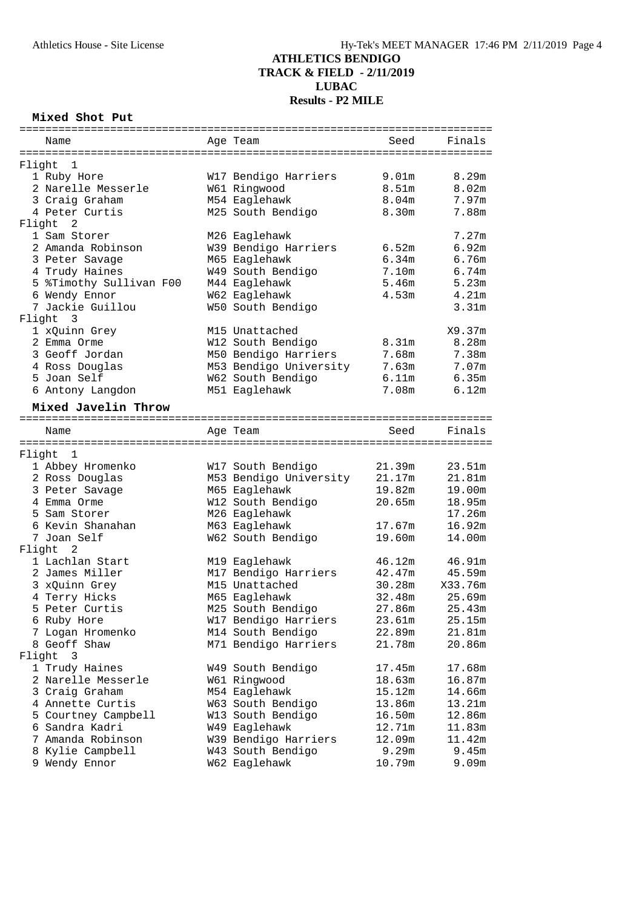# ATHLETICS BENDIGO
## TRACK & FIELD - 2/11/2019
## LUBAC
## Results - P2 MILE

### Mixed Shot Put

| Name | Age | Team | Seed | Finals |
|---|---|---|---|---|
| **Flight 1** | | | | |
| 1 Ruby Hore | W17 | Bendigo Harriers | 9.01m | 8.29m |
| 2 Narelle Messerle | W61 | Ringwood | 8.51m | 8.02m |
| 3 Craig Graham | M54 | Eaglehawk | 8.04m | 7.97m |
| 4 Peter Curtis | M25 | South Bendigo | 8.30m | 7.88m |
| **Flight 2** | | | | |
| 1 Sam Storer | M26 | Eaglehawk | | 7.27m |
| 2 Amanda Robinson | W39 | Bendigo Harriers | 6.52m | 6.92m |
| 3 Peter Savage | M65 | Eaglehawk | 6.34m | 6.76m |
| 4 Trudy Haines | W49 | South Bendigo | 7.10m | 6.74m |
| 5 %Timothy Sullivan F00 | M44 | Eaglehawk | 5.46m | 5.23m |
| 6 Wendy Ennor | W62 | Eaglehawk | 4.53m | 4.21m |
| 7 Jackie Guillou | W50 | South Bendigo | | 3.31m |
| **Flight 3** | | | | |
| 1 xQuinn Grey | M15 | Unattached | | X9.37m |
| 2 Emma Orme | W12 | South Bendigo | 8.31m | 8.28m |
| 3 Geoff Jordan | M50 | Bendigo Harriers | 7.68m | 7.38m |
| 4 Ross Douglas | M53 | Bendigo University | 7.63m | 7.07m |
| 5 Joan Self | W62 | South Bendigo | 6.11m | 6.35m |
| 6 Antony Langdon | M51 | Eaglehawk | 7.08m | 6.12m |

### Mixed Javelin Throw

| Name | Age | Team | Seed | Finals |
|---|---|---|---|---|
| **Flight 1** | | | | |
| 1 Abbey Hromenko | W17 | South Bendigo | 21.39m | 23.51m |
| 2 Ross Douglas | M53 | Bendigo University | 21.17m | 21.81m |
| 3 Peter Savage | M65 | Eaglehawk | 19.82m | 19.00m |
| 4 Emma Orme | W12 | South Bendigo | 20.65m | 18.95m |
| 5 Sam Storer | M26 | Eaglehawk | | 17.26m |
| 6 Kevin Shanahan | M63 | Eaglehawk | 17.67m | 16.92m |
| 7 Joan Self | W62 | South Bendigo | 19.60m | 14.00m |
| **Flight 2** | | | | |
| 1 Lachlan Start | M19 | Eaglehawk | 46.12m | 46.91m |
| 2 James Miller | M17 | Bendigo Harriers | 42.47m | 45.59m |
| 3 xQuinn Grey | M15 | Unattached | 30.28m | X33.76m |
| 4 Terry Hicks | M65 | Eaglehawk | 32.48m | 25.69m |
| 5 Peter Curtis | M25 | South Bendigo | 27.86m | 25.43m |
| 6 Ruby Hore | W17 | Bendigo Harriers | 23.61m | 25.15m |
| 7 Logan Hromenko | M14 | South Bendigo | 22.89m | 21.81m |
| 8 Geoff Shaw | M71 | Bendigo Harriers | 21.78m | 20.86m |
| **Flight 3** | | | | |
| 1 Trudy Haines | W49 | South Bendigo | 17.45m | 17.68m |
| 2 Narelle Messerle | W61 | Ringwood | 18.63m | 16.87m |
| 3 Craig Graham | M54 | Eaglehawk | 15.12m | 14.66m |
| 4 Annette Curtis | W63 | South Bendigo | 13.86m | 13.21m |
| 5 Courtney Campbell | W13 | South Bendigo | 16.50m | 12.86m |
| 6 Sandra Kadri | W49 | Eaglehawk | 12.71m | 11.83m |
| 7 Amanda Robinson | W39 | Bendigo Harriers | 12.09m | 11.42m |
| 8 Kylie Campbell | W43 | South Bendigo | 9.29m | 9.45m |
| 9 Wendy Ennor | W62 | Eaglehawk | 10.79m | 9.09m |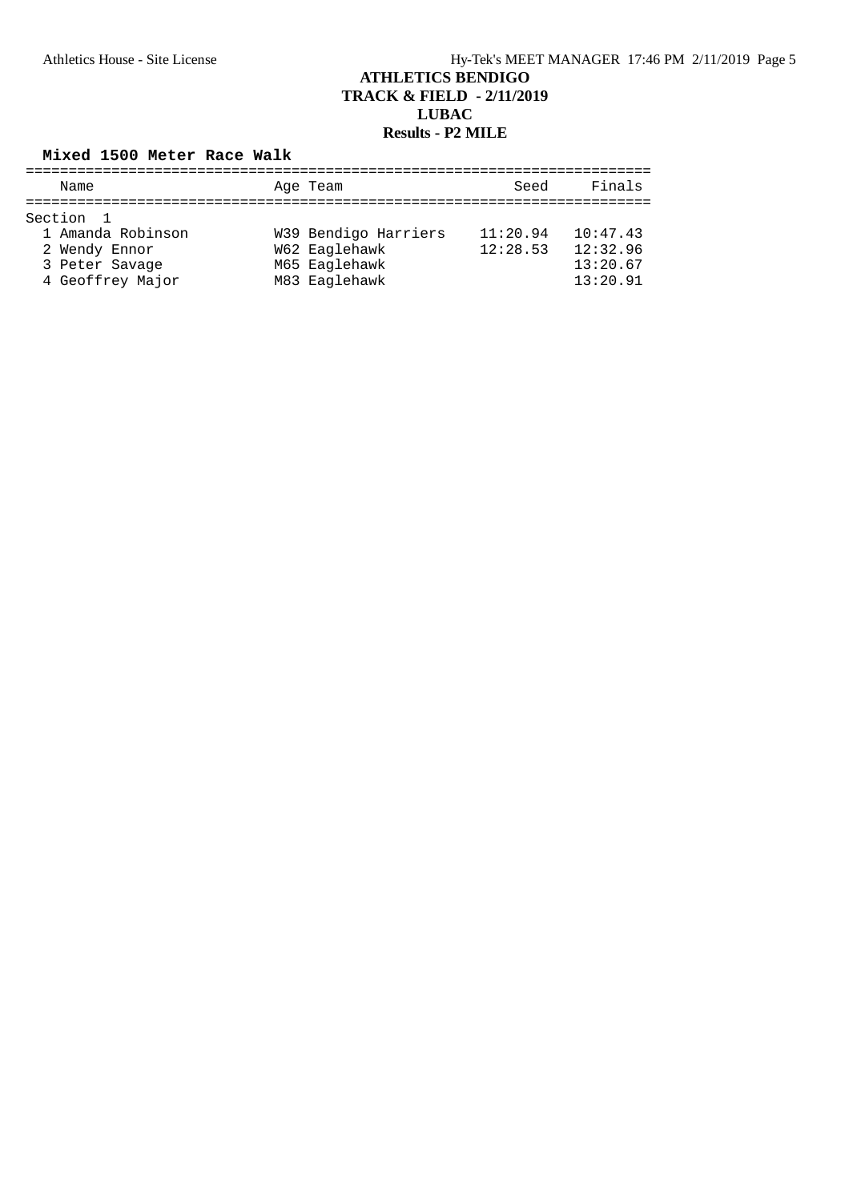# ATHLETICS BENDIGO

## TRACK & FIELD - 2/11/2019

## LUBAC

## Results - P2 MILE

### Mixed 1500 Meter Race Walk

| Name | Age | Team | Seed | Finals |
|---|---|---|---|---|
| **Section 1** | | | | |
| 1 Amanda Robinson | W39 | Bendigo Harriers | 11:20.94 | 10:47.43 |
| 2 Wendy Ennor | W62 | Eaglehawk | 12:28.53 | 12:32.96 |
| 3 Peter Savage | M65 | Eaglehawk | | 13:20.67 |
| 4 Geoffrey Major | M83 | Eaglehawk | | 13:20.91 |